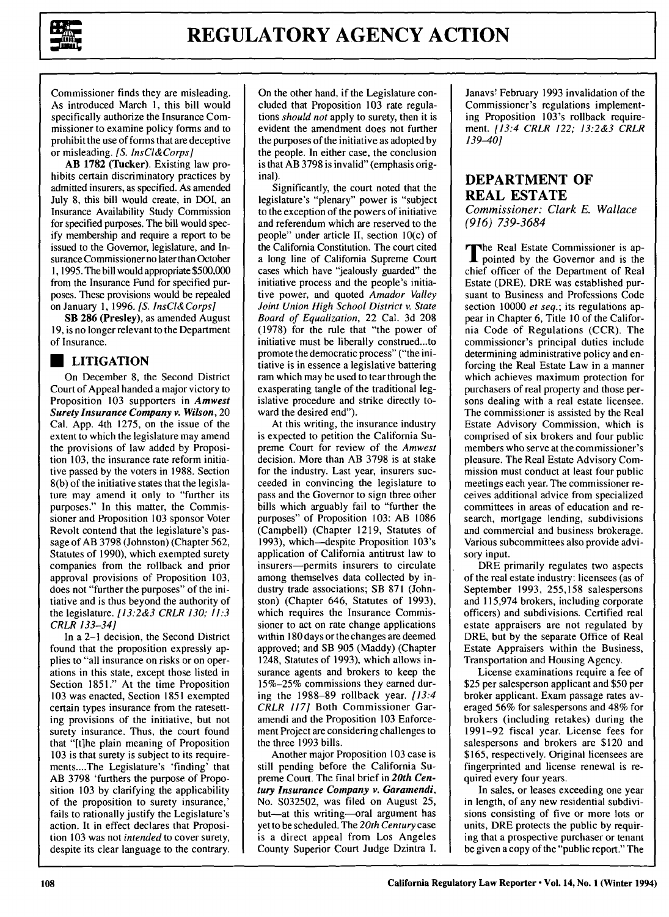Commissioner finds they are misleading. As introduced March 1, this bill would specifically authorize the Insurance Commissioner to examine policy forms and to prohibit the use of forms that are deceptive or misleading. *[S. InsCl&Corps]*

**AB 1782 (Tucker).** Existing law prohibits certain discriminatory practices by admitted insurers, as specified. As amended July 8, this bill would create, in DOI, an Insurance Availability Study Commission for specified purposes. The bill would specify membership and require a report to be issued to the Governor, legislature, and Insurance Commissioner no later than October 1, 1995. The bill would appropriate $500,000 from the Insurance Fund for specified purposes. These provisions would be repealed on January 1, 1996. *[S. InsCl&Corps]*

**SB 286 (Presley),** as amended August 19, is no longer relevant to the Department of Insurance.

## LITIGATION

On December 8, the Second District Court of Appeal handed a major victory to Proposition 103 supporters in ***Amwest Surety Insurance Company v. Wilson***, 20 Cal. App. 4th 1275, on the issue of the extent to which the legislature may amend the provisions of law added by Proposition 103, the insurance rate reform initiative passed by the voters in 1988. Section 8(b) of the initiative states that the legislature may amend it only to "further its purposes." In this matter, the Commissioner and Proposition 103 sponsor Voter Revolt contend that the legislature's passage of AB 3798 (Johnston) (Chapter 562, Statutes of 1990), which exempted surety companies from the rollback and prior approval provisions of Proposition 103, does not "further the purposes" of the initiative and is thus beyond the authority of the legislature. *[13:2&3 CRLR 130; 11:3 CRLR 133–34]*

In a 2–1 decision, the Second District found that the proposition expressly applies to "all insurance on risks or on operations in this state, except those listed in Section 1851." At the time Proposition 103 was enacted, Section 1851 exempted certain types insurance from the ratesetting provisions of the initiative, but not surety insurance. Thus, the court found that "[t]he plain meaning of Proposition 103 is that surety is subject to its requirements....The Legislature's 'finding' that AB 3798 'furthers the purpose of Proposition 103 by clarifying the applicability of the proposition to surety insurance,' fails to rationally justify the Legislature's action. It in effect declares that Proposition 103 was not *intended* to cover surety, despite its clear language to the contrary. On the other hand, if the Legislature concluded that Proposition 103 rate regulations *should not* apply to surety, then it is evident the amendment does not further the purposes of the initiative as adopted by the people. In either case, the conclusion is that AB 3798 is invalid" (emphasis original).

Significantly, the court noted that the legislature's "plenary" power is "subject to the exception of the powers of initiative and referendum which are reserved to the people" under article II, section 10(c) of the California Constitution. The court cited a long line of California Supreme Court cases which have "jealously guarded" the initiative process and the people's initiative power, and quoted *Amador Valley Joint Union High School District v. State Board of Equalization*, 22 Cal. 3d 208 (1978) for the rule that "the power of initiative must be liberally construed...to promote the democratic process" ("the initiative is in essence a legislative battering ram which may be used to tear through the exasperating tangle of the traditional legislative procedure and strike directly toward the desired end").

At this writing, the insurance industry is expected to petition the California Supreme Court for review of the *Amwest* decision. More than AB 3798 is at stake for the industry. Last year, insurers succeeded in convincing the legislature to pass and the Governor to sign three other bills which arguably fail to "further the purposes" of Proposition 103: AB 1086 (Campbell) (Chapter 1219, Statutes of 1993), which—despite Proposition 103's application of California antitrust law to insurers—permits insurers to circulate among themselves data collected by industry trade associations; SB 871 (Johnston) (Chapter 646, Statutes of 1993), which requires the Insurance Commissioner to act on rate change applications within 180 days or the changes are deemed approved; and SB 905 (Maddy) (Chapter 1248, Statutes of 1993), which allows insurance agents and brokers to keep the 15%–25% commissions they earned during the 1988–89 rollback year. *[13:4 CRLR 117]* Both Commissioner Garamendi and the Proposition 103 Enforcement Project are considering challenges to the three 1993 bills.

Another major Proposition 103 case is still pending before the California Supreme Court. The final brief in ***20th Century Insurance Company v. Garamendi***, No. S032502, was filed on August 25, but—at this writing—oral argument has yet to be scheduled. The *20th Century* case is a direct appeal from Los Angeles County Superior Court Judge Dzintra I. Janavs' February 1993 invalidation of the Commissioner's regulations implementing Proposition 103's rollback requirement. *[13:4 CRLR 122; 13:2&3 CRLR 139–40]*

## DEPARTMENT OF REAL ESTATE

*Commissioner: Clark E. Wallace*
*(916) 739-3684*

The Real Estate Commissioner is appointed by the Governor and is the chief officer of the Department of Real Estate (DRE). DRE was established pursuant to Business and Professions Code section 10000 *et seq.*; its regulations appear in Chapter 6, Title 10 of the California Code of Regulations (CCR). The commissioner's principal duties include determining administrative policy and enforcing the Real Estate Law in a manner which achieves maximum protection for purchasers of real property and those persons dealing with a real estate licensee. The commissioner is assisted by the Real Estate Advisory Commission, which is comprised of six brokers and four public members who serve at the commissioner's pleasure. The Real Estate Advisory Commission must conduct at least four public meetings each year. The commissioner receives additional advice from specialized committees in areas of education and research, mortgage lending, subdivisions and commercial and business brokerage. Various subcommittees also provide advisory input.

DRE primarily regulates two aspects of the real estate industry: licensees (as of September 1993, 255,158 salespersons and 115,974 brokers, including corporate officers) and subdivisions. Certified real estate appraisers are not regulated by DRE, but by the separate Office of Real Estate Appraisers within the Business, Transportation and Housing Agency.

License examinations require a fee of $25 per salesperson applicant and $50 per broker applicant. Exam passage rates averaged 56% for salespersons and 48% for brokers (including retakes) during the 1991–92 fiscal year. License fees for salespersons and brokers are $120 and $165, respectively. Original licensees are fingerprinted and license renewal is required every four years.

In sales, or leases exceeding one year in length, of any new residential subdivisions consisting of five or more lots or units, DRE protects the public by requiring that a prospective purchaser or tenant be given a copy of the "public report." The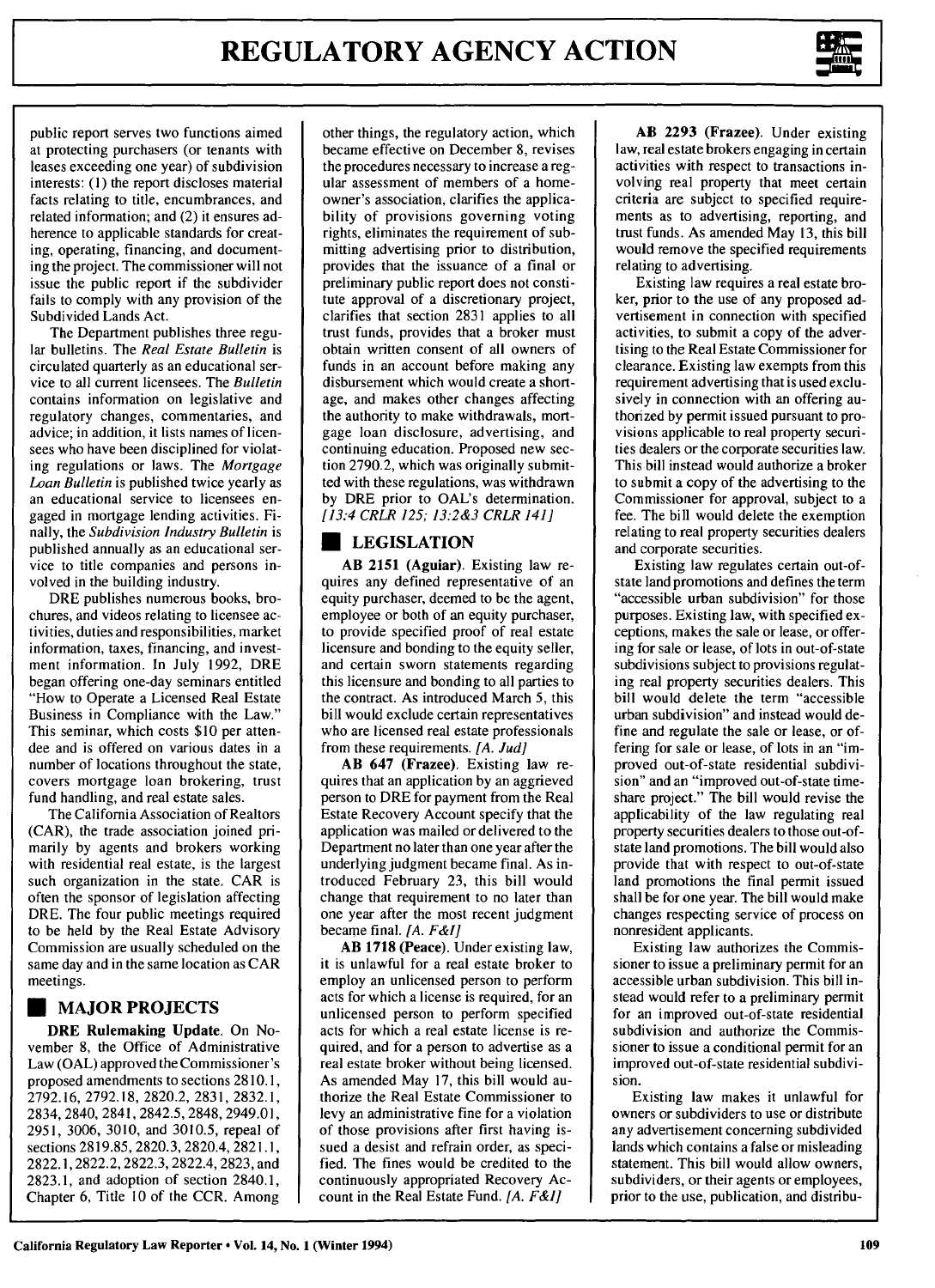public report serves two functions aimed at protecting purchasers (or tenants with leases exceeding one year) of subdivision interests: (1) the report discloses material facts relating to title, encumbrances, and related information; and (2) it ensures adherence to applicable standards for creating, operating, financing, and documenting the project. The commissioner will not issue the public report if the subdivider fails to comply with any provision of the Subdivided Lands Act.

The Department publishes three regular bulletins. The *Real Estate Bulletin* is circulated quarterly as an educational service to all current licensees. The *Bulletin* contains information on legislative and regulatory changes, commentaries, and advice; in addition, it lists names of licensees who have been disciplined for violating regulations or laws. The *Mortgage Loan Bulletin* is published twice yearly as an educational service to licensees engaged in mortgage lending activities. Finally, the *Subdivision Industry Bulletin* is published annually as an educational service to title companies and persons involved in the building industry.

DRE publishes numerous books, brochures, and videos relating to licensee activities, duties and responsibilities, market information, taxes, financing, and investment information. In July 1992, DRE began offering one-day seminars entitled "How to Operate a Licensed Real Estate Business in Compliance with the Law." This seminar, which costs $10 per attendee and is offered on various dates in a number of locations throughout the state, covers mortgage loan brokering, trust fund handling, and real estate sales.

The California Association of Realtors (CAR), the trade association joined primarily by agents and brokers working with residential real estate, is the largest such organization in the state. CAR is often the sponsor of legislation affecting DRE. The four public meetings required to be held by the Real Estate Advisory Commission are usually scheduled on the same day and in the same location as CAR meetings.

## MAJOR PROJECTS

**DRE Rulemaking Update.** On November 8, the Office of Administrative Law (OAL) approved the Commissioner's proposed amendments to sections 2810.1, 2792.16, 2792.18, 2820.2, 2831, 2832.1, 2834, 2840, 2841, 2842.5, 2848, 2949.01, 2951, 3006, 3010, and 3010.5, repeal of sections 2819.85, 2820.3, 2820.4, 2821.1, 2822.1, 2822.2, 2822.3, 2822.4, 2823, and 2823.1, and adoption of section 2840.1, Chapter 6, Title 10 of the CCR. Among other things, the regulatory action, which became effective on December 8, revises the procedures necessary to increase a regular assessment of members of a homeowner's association, clarifies the applicability of provisions governing voting rights, eliminates the requirement of submitting advertising prior to distribution, provides that the issuance of a final or preliminary public report does not constitute approval of a discretionary project, clarifies that section 2831 applies to all trust funds, provides that a broker must obtain written consent of all owners of funds in an account before making any disbursement which would create a shortage, and makes other changes affecting the authority to make withdrawals, mortgage loan disclosure, advertising, and continuing education. Proposed new section 2790.2, which was originally submitted with these regulations, was withdrawn by DRE prior to OAL's determination. *[13:4 CRLR 125; 13:2&3 CRLR 141]*

## LEGISLATION

**AB 2151 (Aguiar).** Existing law requires any defined representative of an equity purchaser, deemed to be the agent, employee or both of an equity purchaser, to provide specified proof of real estate licensure and bonding to the equity seller, and certain sworn statements regarding this licensure and bonding to all parties to the contract. As introduced March 5, this bill would exclude certain representatives who are licensed real estate professionals from these requirements. *[A. Jud]*

**AB 647 (Frazee).** Existing law requires that an application by an aggrieved person to DRE for payment from the Real Estate Recovery Account specify that the application was mailed or delivered to the Department no later than one year after the underlying judgment became final. As introduced February 23, this bill would change that requirement to no later than one year after the most recent judgment became final. *[A. F&I]*

**AB 1718 (Peace).** Under existing law, it is unlawful for a real estate broker to employ an unlicensed person to perform acts for which a license is required, for an unlicensed person to perform specified acts for which a real estate license is required, and for a person to advertise as a real estate broker without being licensed. As amended May 17, this bill would authorize the Real Estate Commissioner to levy an administrative fine for a violation of those provisions after first having issued a desist and refrain order, as specified. The fines would be credited to the continuously appropriated Recovery Account in the Real Estate Fund. *[A. F&I]*

**AB 2293 (Frazee).** Under existing law, real estate brokers engaging in certain activities with respect to transactions involving real property that meet certain criteria are subject to specified requirements as to advertising, reporting, and trust funds. As amended May 13, this bill would remove the specified requirements relating to advertising.

Existing law requires a real estate broker, prior to the use of any proposed advertisement in connection with specified activities, to submit a copy of the advertising to the Real Estate Commissioner for clearance. Existing law exempts from this requirement advertising that is used exclusively in connection with an offering authorized by permit issued pursuant to provisions applicable to real property securities dealers or the corporate securities law. This bill instead would authorize a broker to submit a copy of the advertising to the Commissioner for approval, subject to a fee. The bill would delete the exemption relating to real property securities dealers and corporate securities.

Existing law regulates certain out-of-state land promotions and defines the term "accessible urban subdivision" for those purposes. Existing law, with specified exceptions, makes the sale or lease, or offering for sale or lease, of lots in out-of-state subdivisions subject to provisions regulating real property securities dealers. This bill would delete the term "accessible urban subdivision" and instead would define and regulate the sale or lease, or offering for sale or lease, of lots in an "improved out-of-state residential subdivision" and an "improved out-of-state timeshare project." The bill would revise the applicability of the law regulating real property securities dealers to those out-of-state land promotions. The bill would also provide that with respect to out-of-state land promotions the final permit issued shall be for one year. The bill would make changes respecting service of process on nonresident applicants.

Existing law authorizes the Commissioner to issue a preliminary permit for an accessible urban subdivision. This bill instead would refer to a preliminary permit for an improved out-of-state residential subdivision and authorize the Commissioner to issue a conditional permit for an improved out-of-state residential subdivision.

Existing law makes it unlawful for owners or subdividers to use or distribute any advertisement concerning subdivided lands which contains a false or misleading statement. This bill would allow owners, subdividers, or their agents or employees, prior to the use, publication, and distribu-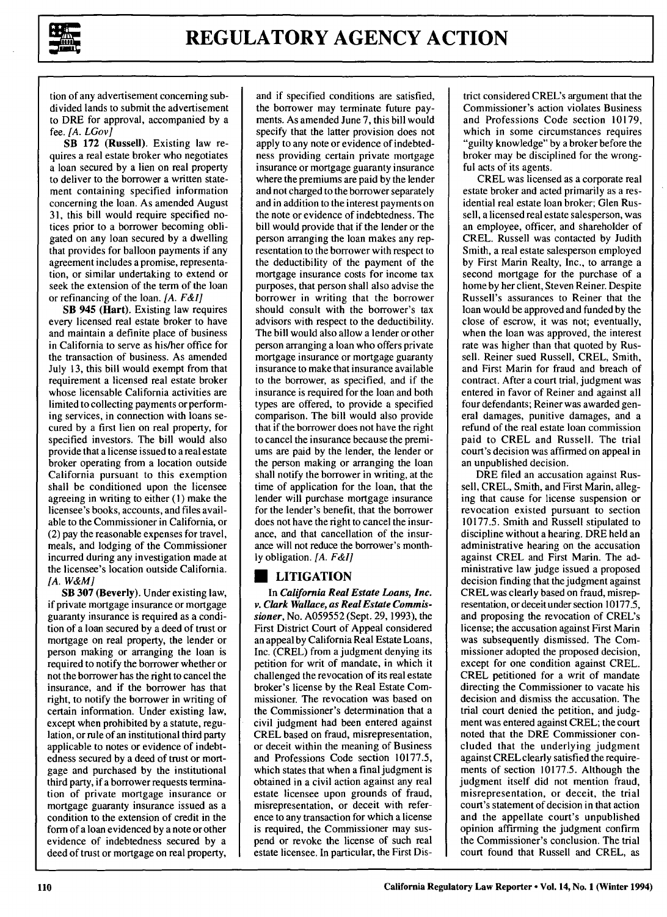tion of any advertisement concerning subdivided lands to submit the advertisement to DRE for approval, accompanied by a fee. *[A. LGov]*

**SB 172 (Russell).** Existing law requires a real estate broker who negotiates a loan secured by a lien on real property to deliver to the borrower a written statement containing specified information concerning the loan. As amended August 31, this bill would require specified notices prior to a borrower becoming obligated on any loan secured by a dwelling that provides for balloon payments if any agreement includes a promise, representation, or similar undertaking to extend or seek the extension of the term of the loan or refinancing of the loan. *[A. F&I]*

**SB 945 (Hart).** Existing law requires every licensed real estate broker to have and maintain a definite place of business in California to serve as his/her office for the transaction of business. As amended July 13, this bill would exempt from that requirement a licensed real estate broker whose licensable California activities are limited to collecting payments or performing services, in connection with loans secured by a first lien on real property, for specified investors. The bill would also provide that a license issued to a real estate broker operating from a location outside California pursuant to this exemption shall be conditioned upon the licensee agreeing in writing to either (1) make the licensee's books, accounts, and files available to the Commissioner in California, or (2) pay the reasonable expenses for travel, meals, and lodging of the Commissioner incurred during any investigation made at the licensee's location outside California. *[A. W&M]*

**SB 307 (Beverly).** Under existing law, if private mortgage insurance or mortgage guaranty insurance is required as a condition of a loan secured by a deed of trust or mortgage on real property, the lender or person making or arranging the loan is required to notify the borrower whether or not the borrower has the right to cancel the insurance, and if the borrower has that right, to notify the borrower in writing of certain information. Under existing law, except when prohibited by a statute, regulation, or rule of an institutional third party applicable to notes or evidence of indebtedness secured by a deed of trust or mortgage and purchased by the institutional third party, if a borrower requests termination of private mortgage insurance or mortgage guaranty insurance issued as a condition to the extension of credit in the form of a loan evidenced by a note or other evidence of indebtedness secured by a deed of trust or mortgage on real property, and if specified conditions are satisfied, the borrower may terminate future payments. As amended June 7, this bill would specify that the latter provision does not apply to any note or evidence of indebtedness providing certain private mortgage insurance or mortgage guaranty insurance where the premiums are paid by the lender and not charged to the borrower separately and in addition to the interest payments on the note or evidence of indebtedness. The bill would provide that if the lender or the person arranging the loan makes any representation to the borrower with respect to the deductibility of the payment of the mortgage insurance costs for income tax purposes, that person shall also advise the borrower in writing that the borrower should consult with the borrower's tax advisors with respect to the deductibility. The bill would also allow a lender or other person arranging a loan who offers private mortgage insurance or mortgage guaranty insurance to make that insurance available to the borrower, as specified, and if the insurance is required for the loan and both types are offered, to provide a specified comparison. The bill would also provide that if the borrower does not have the right to cancel the insurance because the premiums are paid by the lender, the lender or the person making or arranging the loan shall notify the borrower in writing, at the time of application for the loan, that the lender will purchase mortgage insurance for the lender's benefit, that the borrower does not have the right to cancel the insurance, and that cancellation of the insurance will not reduce the borrower's monthly obligation. *[A. F&I]*

## LITIGATION

In ***California Real Estate Loans, Inc. v. Clark Wallace, as Real Estate Commissioner***, No. A059552 (Sept. 29, 1993), the First District Court of Appeal considered an appeal by California Real Estate Loans, Inc. (CREL) from a judgment denying its petition for writ of mandate, in which it challenged the revocation of its real estate broker's license by the Real Estate Commissioner. The revocation was based on the Commissioner's determination that a civil judgment had been entered against CREL based on fraud, misrepresentation, or deceit within the meaning of Business and Professions Code section 10177.5, which states that when a final judgment is obtained in a civil action against any real estate licensee upon grounds of fraud, misrepresentation, or deceit with reference to any transaction for which a license is required, the Commissioner may suspend or revoke the license of such real estate licensee. In particular, the First District considered CREL's argument that the Commissioner's action violates Business and Professions Code section 10179, which in some circumstances requires "guilty knowledge" by a broker before the broker may be disciplined for the wrongful acts of its agents.

CREL was licensed as a corporate real estate broker and acted primarily as a residential real estate loan broker; Glen Russell, a licensed real estate salesperson, was an employee, officer, and shareholder of CREL. Russell was contacted by Judith Smith, a real estate salesperson employed by First Marin Realty, Inc., to arrange a second mortgage for the purchase of a home by her client, Steven Reiner. Despite Russell's assurances to Reiner that the loan would be approved and funded by the close of escrow, it was not; eventually, when the loan was approved, the interest rate was higher than that quoted by Russell. Reiner sued Russell, CREL, Smith, and First Marin for fraud and breach of contract. After a court trial, judgment was entered in favor of Reiner and against all four defendants; Reiner was awarded general damages, punitive damages, and a refund of the real estate loan commission paid to CREL and Russell. The trial court's decision was affirmed on appeal in an unpublished decision.

DRE filed an accusation against Russell, CREL, Smith, and First Marin, alleging that cause for license suspension or revocation existed pursuant to section 10177.5. Smith and Russell stipulated to discipline without a hearing. DRE held an administrative hearing on the accusation against CREL and First Marin. The administrative law judge issued a proposed decision finding that the judgment against CREL was clearly based on fraud, misrepresentation, or deceit under section 10177.5, and proposing the revocation of CREL's license; the accusation against First Marin was subsequently dismissed. The Commissioner adopted the proposed decision, except for one condition against CREL. CREL petitioned for a writ of mandate directing the Commissioner to vacate his decision and dismiss the accusation. The trial court denied the petition, and judgment was entered against CREL; the court noted that the DRE Commissioner concluded that the underlying judgment against CREL clearly satisfied the requirements of section 10177.5. Although the judgment itself did not mention fraud, misrepresentation, or deceit, the trial court's statement of decision in that action and the appellate court's unpublished opinion affirming the judgment confirm the Commissioner's conclusion. The trial court found that Russell and CREL, as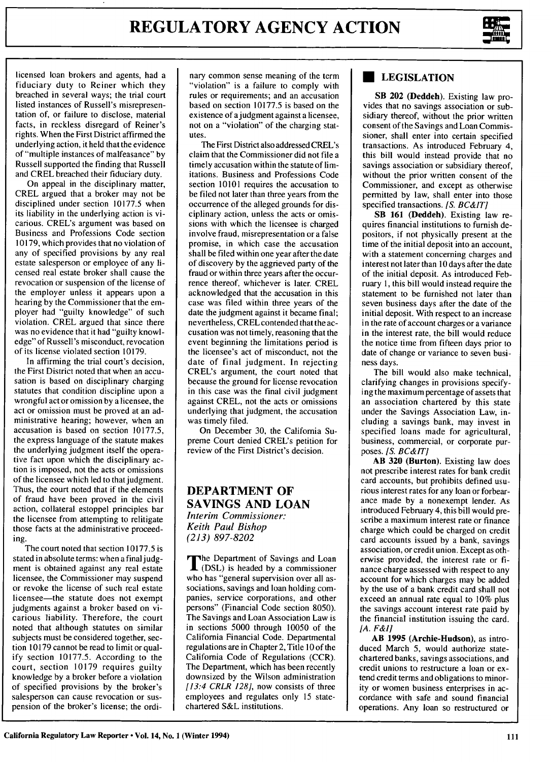licensed loan brokers and agents, had a fiduciary duty to Reiner which they breached in several ways; the trial court listed instances of Russell's misrepresentation of, or failure to disclose, material facts, in reckless disregard of Reiner's rights. When the First District affirmed the underlying action, it held that the evidence of "multiple instances of malfeasance" by Russell supported the finding that Russell and CREL breached their fiduciary duty.

On appeal in the disciplinary matter, CREL argued that a broker may not be disciplined under section 10177.5 when its liability in the underlying action is vicarious. CREL's argument was based on Business and Professions Code section 10179, which provides that no violation of any of specified provisions by any real estate salesperson or employee of any licensed real estate broker shall cause the revocation or suspension of the license of the employer unless it appears upon a hearing by the Commissioner that the employer had "guilty knowledge" of such violation. CREL argued that since there was no evidence that it had "guilty knowledge" of Russell's misconduct, revocation of its license violated section 10179.

In affirming the trial court's decision, the First District noted that when an accusation is based on disciplinary charging statutes that condition discipline upon a wrongful act or omission by a licensee, the act or omission must be proved at an administrative hearing; however, when an accusation is based on section 10177.5, the express language of the statute makes the underlying judgment itself the operative fact upon which the disciplinary action is imposed, not the acts or omissions of the licensee which led to that judgment. Thus, the court noted that if the elements of fraud have been proved in the civil action, collateral estoppel principles bar the licensee from attempting to relitigate those facts at the administrative proceeding.

The court noted that section 10177.5 is stated in absolute terms: when a final judgment is obtained against any real estate licensee, the Commissioner may suspend or revoke the license of such real estate licensee—the statute does not exempt judgments against a broker based on vicarious liability. Therefore, the court noted that although statutes on similar subjects must be considered together, section 10179 cannot be read to limit or qualify section 10177.5. According to the court, section 10179 requires guilty knowledge by a broker before a violation of specified provisions by the broker's salesperson can cause revocation or suspension of the broker's license; the ordinary common sense meaning of the term "violation" is a failure to comply with rules or requirements; and an accusation based on section 10177.5 is based on the existence of a judgment against a licensee, not on a "violation" of the charging statutes.

The First District also addressed CREL's claim that the Commissioner did not file a timely accusation within the statute of limitations. Business and Professions Code section 10101 requires the accusation to be filed not later than three years from the occurrence of the alleged grounds for disciplinary action, unless the acts or omissions with which the licensee is charged involve fraud, misrepresentation or a false promise, in which case the accusation shall be filed within one year after the date of discovery by the aggrieved party of the fraud or within three years after the occurrence thereof, whichever is later. CREL acknowledged that the accusation in this case was filed within three years of the date the judgment against it became final; nevertheless, CREL contended that the accusation was not timely, reasoning that the event beginning the limitations period is the licensee's act of misconduct, not the date of final judgment. In rejecting CREL's argument, the court noted that because the ground for license revocation in this case was the final civil judgment against CREL, not the acts or omissions underlying that judgment, the accusation was timely filed.

On December 30, the California Supreme Court denied CREL's petition for review of the First District's decision.

## DEPARTMENT OF SAVINGS AND LOAN

*Interim Commissioner:*
*Keith Paul Bishop*
*(213) 897-8202*

The Department of Savings and Loan (DSL) is headed by a commissioner who has "general supervision over all associations, savings and loan holding companies, service corporations, and other persons" (Financial Code section 8050). The Savings and Loan Association Law is in sections 5000 through 10050 of the California Financial Code. Departmental regulations are in Chapter 2, Title 10 of the California Code of Regulations (CCR). The Department, which has been recently downsized by the Wilson administration *[13:4 CRLR 128]*, now consists of three employees and regulates only 15 state-chartered S&L institutions.

### LEGISLATION

**SB 202 (Deddeh).** Existing law provides that no savings association or subsidiary thereof, without the prior written consent of the Savings and Loan Commissioner, shall enter into certain specified transactions. As introduced February 4, this bill would instead provide that no savings association or subsidiary thereof, without the prior written consent of the Commissioner, and except as otherwise permitted by law, shall enter into those specified transactions. *[S. BC&IT]*

**SB 161 (Deddeh).** Existing law requires financial institutions to furnish depositors, if not physically present at the time of the initial deposit into an account, with a statement concerning charges and interest not later than 10 days after the date of the initial deposit. As introduced February 1, this bill would instead require the statement to be furnished not later than seven business days after the date of the initial deposit. With respect to an increase in the rate of account charges or a variance in the interest rate, the bill would reduce the notice time from fifteen days prior to date of change or variance to seven business days.

The bill would also make technical, clarifying changes in provisions specifying the maximum percentage of assets that an association chartered by this state under the Savings Association Law, including a savings bank, may invest in specified loans made for agricultural, business, commercial, or corporate purposes. *[S. BC&IT]*

**AB 320 (Burton).** Existing law does not prescribe interest rates for bank credit card accounts, but prohibits defined usurious interest rates for any loan or forbearance made by a nonexempt lender. As introduced February 4, this bill would prescribe a maximum interest rate or finance charge which could be charged on credit card accounts issued by a bank, savings association, or credit union. Except as otherwise provided, the interest rate or finance charge assessed with respect to any account for which charges may be added by the use of a bank credit card shall not exceed an annual rate equal to 10% plus the savings account interest rate paid by the financial institution issuing the card. *[A. F&I]*

**AB 1995 (Archie-Hudson),** as introduced March 5, would authorize state-chartered banks, savings associations, and credit unions to restructure a loan or extend credit terms and obligations to minority or women business enterprises in accordance with safe and sound financial operations. Any loan so restructured or